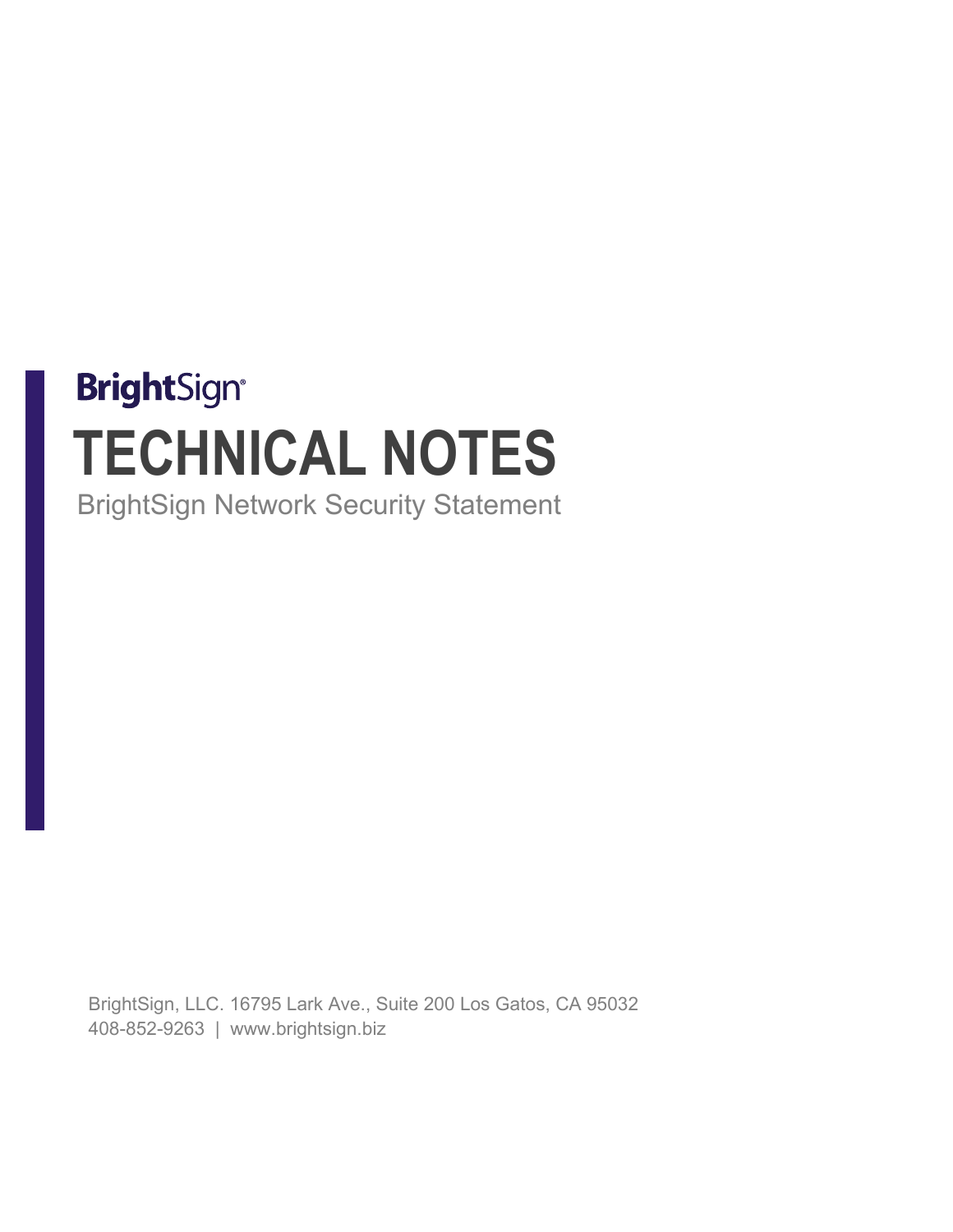BrightSign®

# TECHNICAL NOTES

BrightSign Network Security Statement

BrightSign, LLC. 16795 Lark Ave., Suite 200 Los Gatos, CA 95032
408-852-9263 | www.brightsign.biz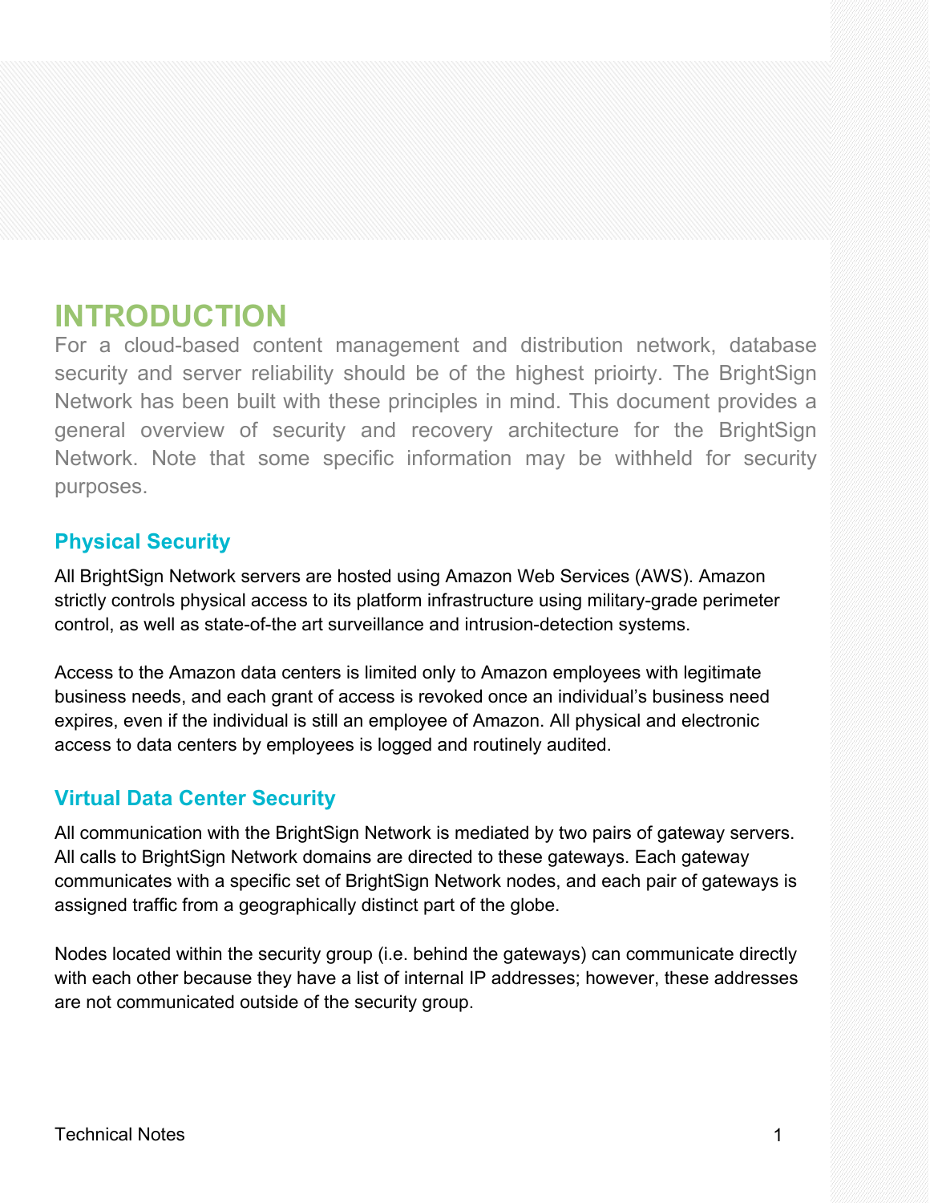# INTRODUCTION

For a cloud-based content management and distribution network, database security and server reliability should be of the highest prioirty. The BrightSign Network has been built with these principles in mind. This document provides a general overview of security and recovery architecture for the BrightSign Network. Note that some specific information may be withheld for security purposes.

## Physical Security

All BrightSign Network servers are hosted using Amazon Web Services (AWS). Amazon strictly controls physical access to its platform infrastructure using military-grade perimeter control, as well as state-of-the art surveillance and intrusion-detection systems.

Access to the Amazon data centers is limited only to Amazon employees with legitimate business needs, and each grant of access is revoked once an individual's business need expires, even if the individual is still an employee of Amazon. All physical and electronic access to data centers by employees is logged and routinely audited.

## Virtual Data Center Security

All communication with the BrightSign Network is mediated by two pairs of gateway servers. All calls to BrightSign Network domains are directed to these gateways. Each gateway communicates with a specific set of BrightSign Network nodes, and each pair of gateways is assigned traffic from a geographically distinct part of the globe.

Nodes located within the security group (i.e. behind the gateways) can communicate directly with each other because they have a list of internal IP addresses; however, these addresses are not communicated outside of the security group.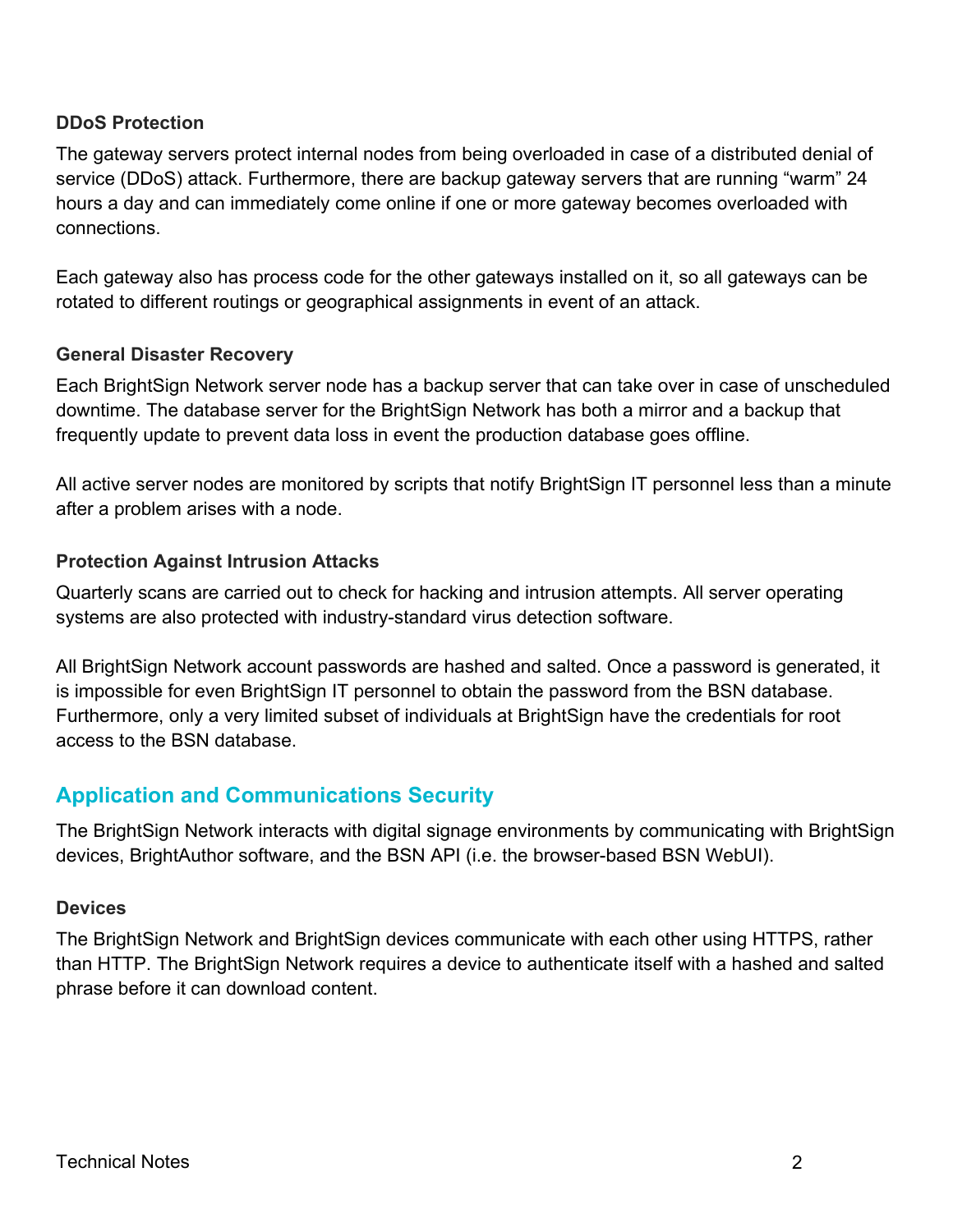### DDoS Protection

The gateway servers protect internal nodes from being overloaded in case of a distributed denial of service (DDoS) attack. Furthermore, there are backup gateway servers that are running “warm” 24 hours a day and can immediately come online if one or more gateway becomes overloaded with connections.

Each gateway also has process code for the other gateways installed on it, so all gateways can be rotated to different routings or geographical assignments in event of an attack.

### General Disaster Recovery

Each BrightSign Network server node has a backup server that can take over in case of unscheduled downtime. The database server for the BrightSign Network has both a mirror and a backup that frequently update to prevent data loss in event the production database goes offline.

All active server nodes are monitored by scripts that notify BrightSign IT personnel less than a minute after a problem arises with a node.

### Protection Against Intrusion Attacks

Quarterly scans are carried out to check for hacking and intrusion attempts. All server operating systems are also protected with industry-standard virus detection software.

All BrightSign Network account passwords are hashed and salted. Once a password is generated, it is impossible for even BrightSign IT personnel to obtain the password from the BSN database. Furthermore, only a very limited subset of individuals at BrightSign have the credentials for root access to the BSN database.

## Application and Communications Security

The BrightSign Network interacts with digital signage environments by communicating with BrightSign devices, BrightAuthor software, and the BSN API (i.e. the browser-based BSN WebUI).

### Devices

The BrightSign Network and BrightSign devices communicate with each other using HTTPS, rather than HTTP. The BrightSign Network requires a device to authenticate itself with a hashed and salted phrase before it can download content.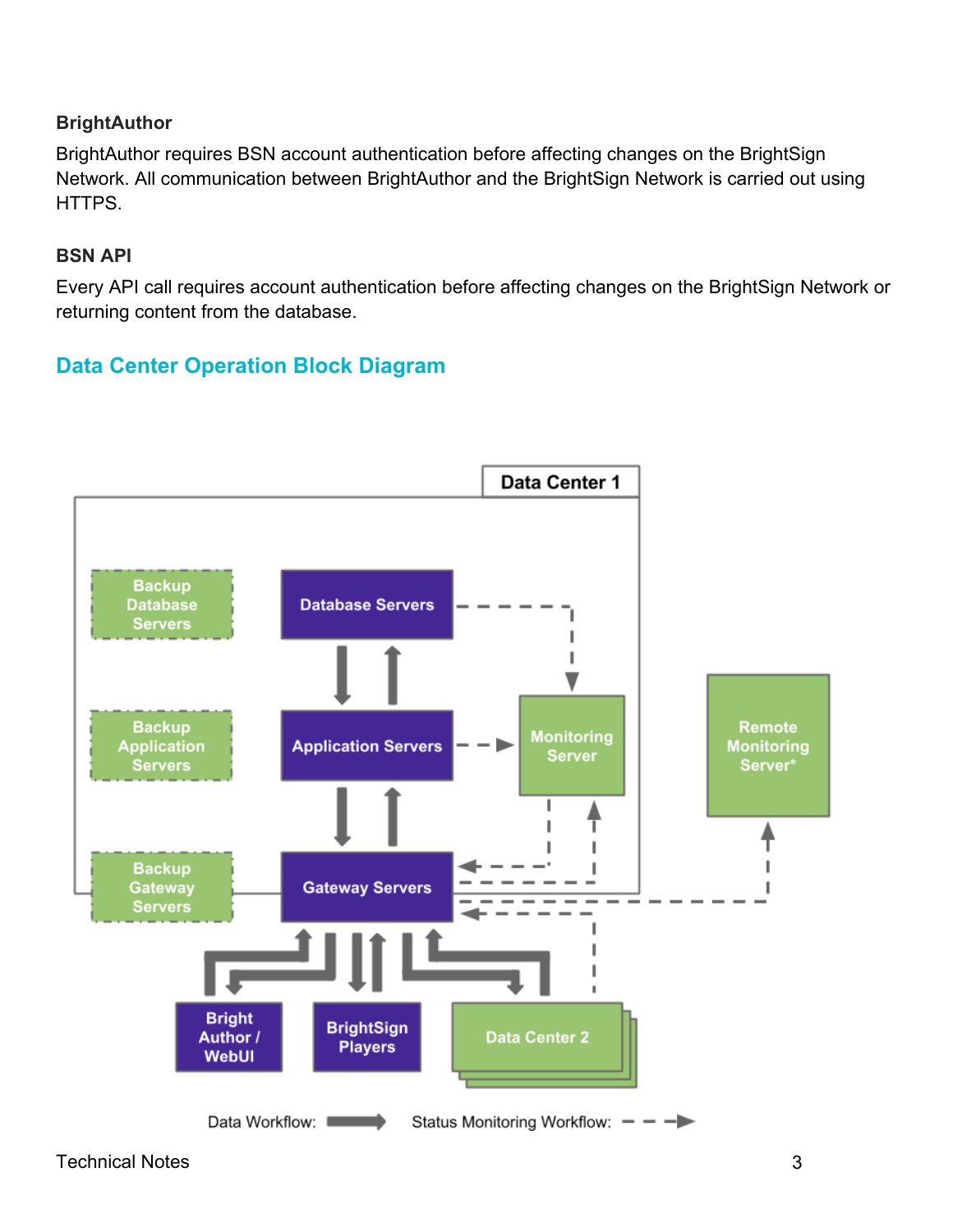**BrightAuthor**

BrightAuthor requires BSN account authentication before affecting changes on the BrightSign Network. All communication between BrightAuthor and the BrightSign Network is carried out using HTTPS.

**BSN API**

Every API call requires account authentication before affecting changes on the BrightSign Network or returning content from the database.

## Data Center Operation Block Diagram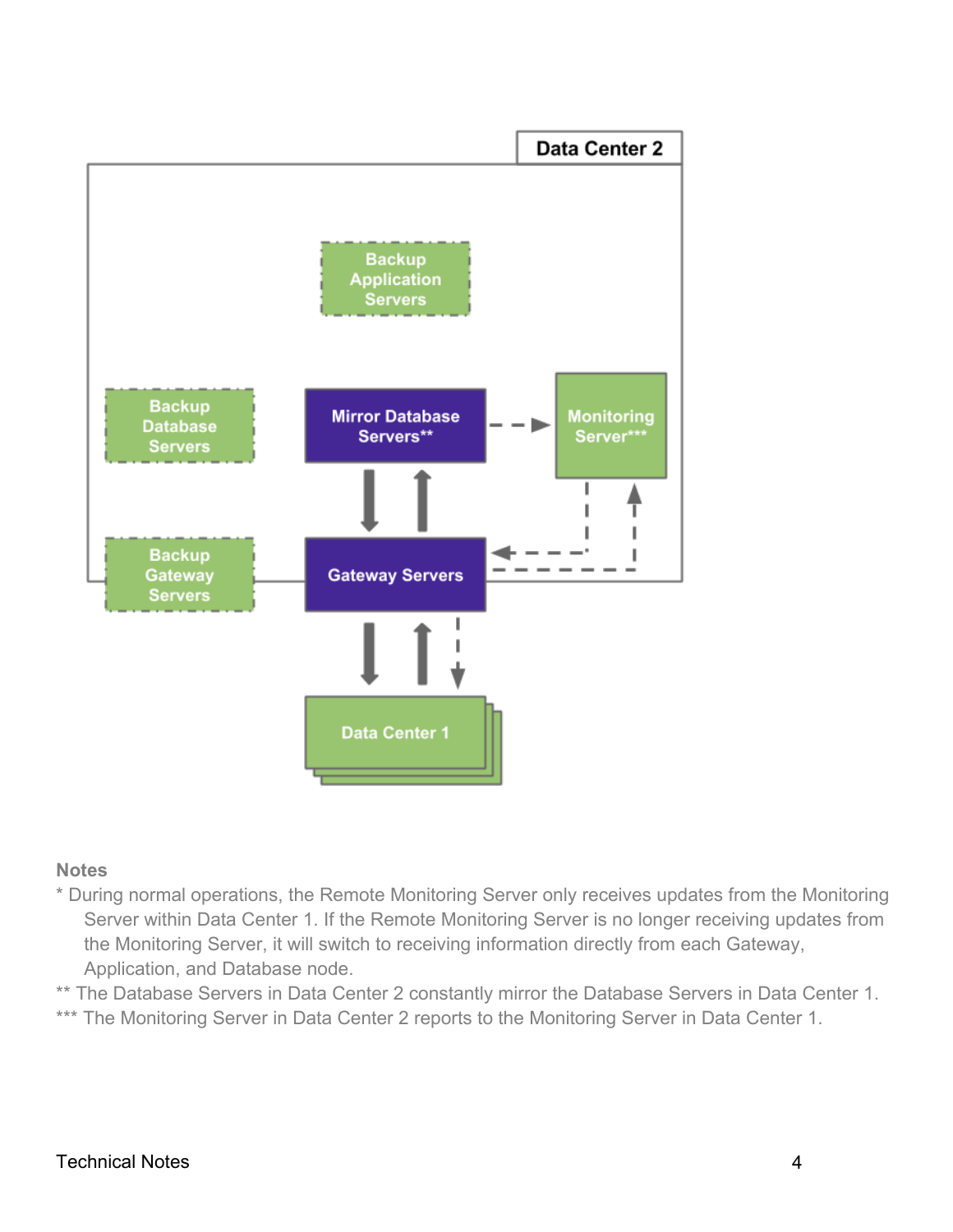Data Center 2

Backup Application Servers

Backup Database Servers

Mirror Database Servers**

Monitoring Server***

Backup Gateway Servers

Gateway Servers

Data Center 1

**Notes**

* During normal operations, the Remote Monitoring Server only receives updates from the Monitoring Server within Data Center 1. If the Remote Monitoring Server is no longer receiving updates from the Monitoring Server, it will switch to receiving information directly from each Gateway, Application, and Database node.

** The Database Servers in Data Center 2 constantly mirror the Database Servers in Data Center 1.

*** The Monitoring Server in Data Center 2 reports to the Monitoring Server in Data Center 1.